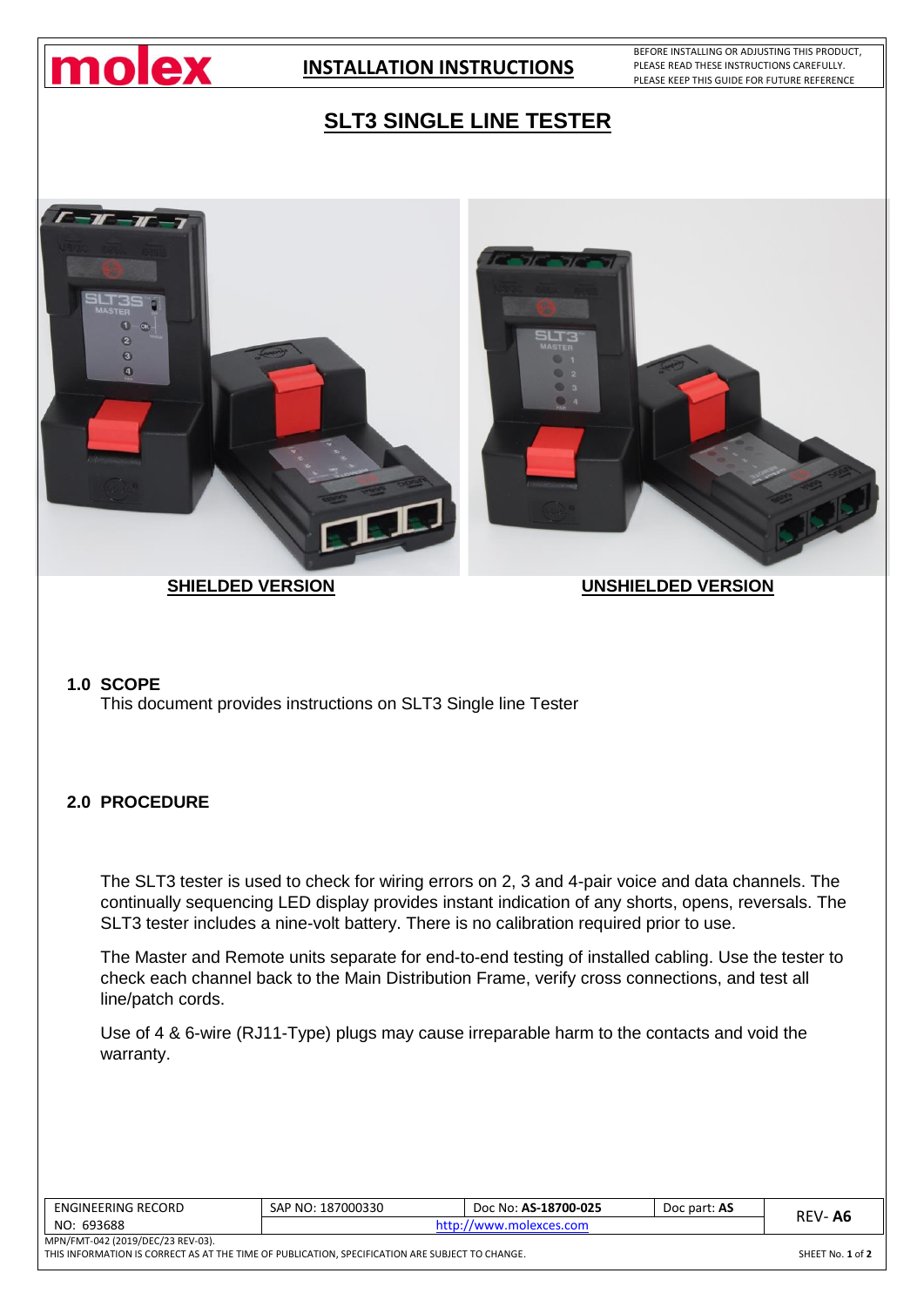**molex** **INSTALLATION INSTRUCTIONS**

BEFORE INSTALLING OR ADJUSTING THIS PRODUCT, PLEASE READ THESE INSTRUCTIONS CAREFULLY. PLEASE KEEP THIS GUIDE FOR FUTURE REFERENCE

# SLT3 SINGLE LINE TESTER

**SHIELDED VERSION** **UNSHIELDED VERSION**

## 1.0 SCOPE

This document provides instructions on SLT3 Single line Tester

## 2.0 PROCEDURE

The SLT3 tester is used to check for wiring errors on 2, 3 and 4-pair voice and data channels. The continually sequencing LED display provides instant indication of any shorts, opens, reversals. The SLT3 tester includes a nine-volt battery. There is no calibration required prior to use.

The Master and Remote units separate for end-to-end testing of installed cabling. Use the tester to check each channel back to the Main Distribution Frame, verify cross connections, and test all line/patch cords.

Use of 4 & 6-wire (RJ11-Type) plugs may cause irreparable harm to the contacts and void the warranty.

| | | | | |
|---|---|---|---|---|
| ENGINEERING RECORD NO: 693688 | SAP NO: 187000330 | Doc No: **AS-18700-025** | Doc part: **AS** | REV- **A6** |
| | http://www.molexces.com | | | |

MPN/FMT-042 (2019/DEC/23 REV-03).
THIS INFORMATION IS CORRECT AS AT THE TIME OF PUBLICATION, SPECIFICATION ARE SUBJECT TO CHANGE.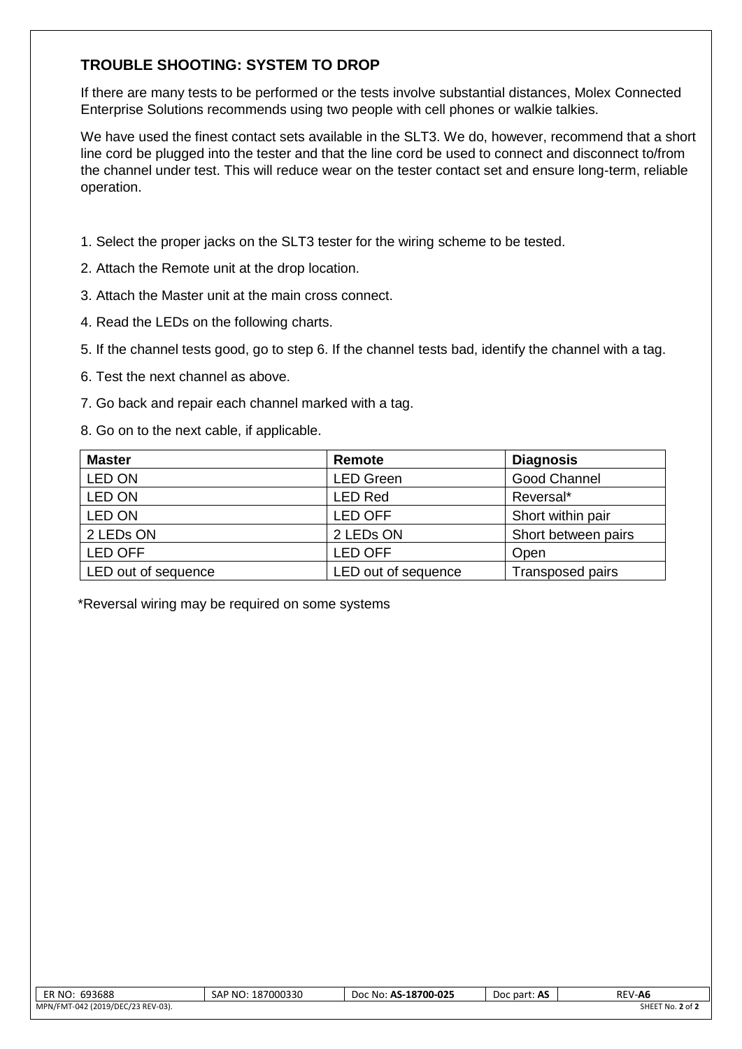## TROUBLE SHOOTING: SYSTEM TO DROP

If there are many tests to be performed or the tests involve substantial distances, Molex Connected Enterprise Solutions recommends using two people with cell phones or walkie talkies.

We have used the finest contact sets available in the SLT3. We do, however, recommend that a short line cord be plugged into the tester and that the line cord be used to connect and disconnect to/from the channel under test. This will reduce wear on the tester contact set and ensure long-term, reliable operation.

1. Select the proper jacks on the SLT3 tester for the wiring scheme to be tested.
2. Attach the Remote unit at the drop location.
3. Attach the Master unit at the main cross connect.
4. Read the LEDs on the following charts.
5. If the channel tests good, go to step 6. If the channel tests bad, identify the channel with a tag.
6. Test the next channel as above.
7. Go back and repair each channel marked with a tag.
8. Go on to the next cable, if applicable.

| Master | Remote | Diagnosis |
|---|---|---|
| LED ON | LED Green | Good Channel |
| LED ON | LED Red | Reversal* |
| LED ON | LED OFF | Short within pair |
| 2 LEDs ON | 2 LEDs ON | Short between pairs |
| LED OFF | LED OFF | Open |
| LED out of sequence | LED out of sequence | Transposed pairs |

*Reversal wiring may be required on some systems

| ER NO: 693688 | SAP NO: 187000330 | Doc No: **AS-18700-025** | Doc part: **AS** | REV-**A6** |
|---|---|---|---|---|

MPN/FMT-042 (2019/DEC/23 REV-03).